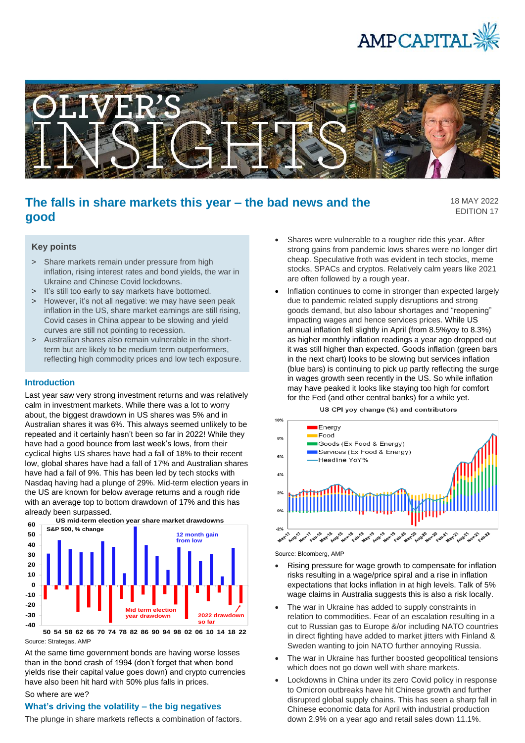# The falls in share markets this year – the bad news and the good

18 MAY 2022
EDITION 17

## Key points

> Share markets remain under pressure from high inflation, rising interest rates and bond yields, the war in Ukraine and Chinese Covid lockdowns.

> It's still too early to say markets have bottomed.

> However, it's not all negative: we may have seen peak inflation in the US, share market earnings are still rising, Covid cases in China appear to be slowing and yield curves are still not pointing to recession.

> Australian shares also remain vulnerable in the short-term but are likely to be medium term outperformers, reflecting high commodity prices and low tech exposure.

## Introduction

Last year saw very strong investment returns and was relatively calm in investment markets. While there was a lot to worry about, the biggest drawdown in US shares was 5% and in Australian shares it was 6%. This always seemed unlikely to be repeated and it certainly hasn't been so far in 2022! While they have had a good bounce from last week's lows, from their cyclical highs US shares have had a fall of 18% to their recent low, global shares have had a fall of 17% and Australian shares have had a fall of 9%. This has been led by tech stocks with Nasdaq having had a plunge of 29%. Mid-term election years in the US are known for below average returns and a rough ride with an average top to bottom drawdown of 17% and this has already been surpassed.

US mid-term election year share market drawdowns

Source: Strategas, AMP

At the same time government bonds are having worse losses than in the bond crash of 1994 (don't forget that when bond yields rise their capital value goes down) and crypto currencies have also been hit hard with 50% plus falls in prices.

So where are we?

## What's driving the volatility – the big negatives

The plunge in share markets reflects a combination of factors.

- Shares were vulnerable to a rougher ride this year. After strong gains from pandemic lows shares were no longer dirt cheap. Speculative froth was evident in tech stocks, meme stocks, SPACs and cryptos. Relatively calm years like 2021 are often followed by a rough year.
- Inflation continues to come in stronger than expected largely due to pandemic related supply disruptions and strong goods demand, but also labour shortages and "reopening" impacting wages and hence services prices. While US annual inflation fell slightly in April (from 8.5%yoy to 8.3%) as higher monthly inflation readings a year ago dropped out it was still higher than expected. Goods inflation (green bars in the next chart) looks to be slowing but services inflation (blue bars) is continuing to pick up partly reflecting the surge in wages growth seen recently in the US. So while inflation may have peaked it looks like staying too high for comfort for the Fed (and other central banks) for a while yet.

US CPI yoy change (%) and contributors

Source: Bloomberg, AMP

- Rising pressure for wage growth to compensate for inflation risks resulting in a wage/price spiral and a rise in inflation expectations that locks inflation in at high levels. Talk of 5% wage claims in Australia suggests this is also a risk locally.
- The war in Ukraine has added to supply constraints in relation to commodities. Fear of an escalation resulting in a cut to Russian gas to Europe &/or including NATO countries in direct fighting have added to market jitters with Finland & Sweden wanting to join NATO further annoying Russia.
- The war in Ukraine has further boosted geopolitical tensions which does not go down well with share markets.
- Lockdowns in China under its zero Covid policy in response to Omicron outbreaks have hit Chinese growth and further disrupted global supply chains. This has seen a sharp fall in Chinese economic data for April with industrial production down 2.9% on a year ago and retail sales down 11.1%.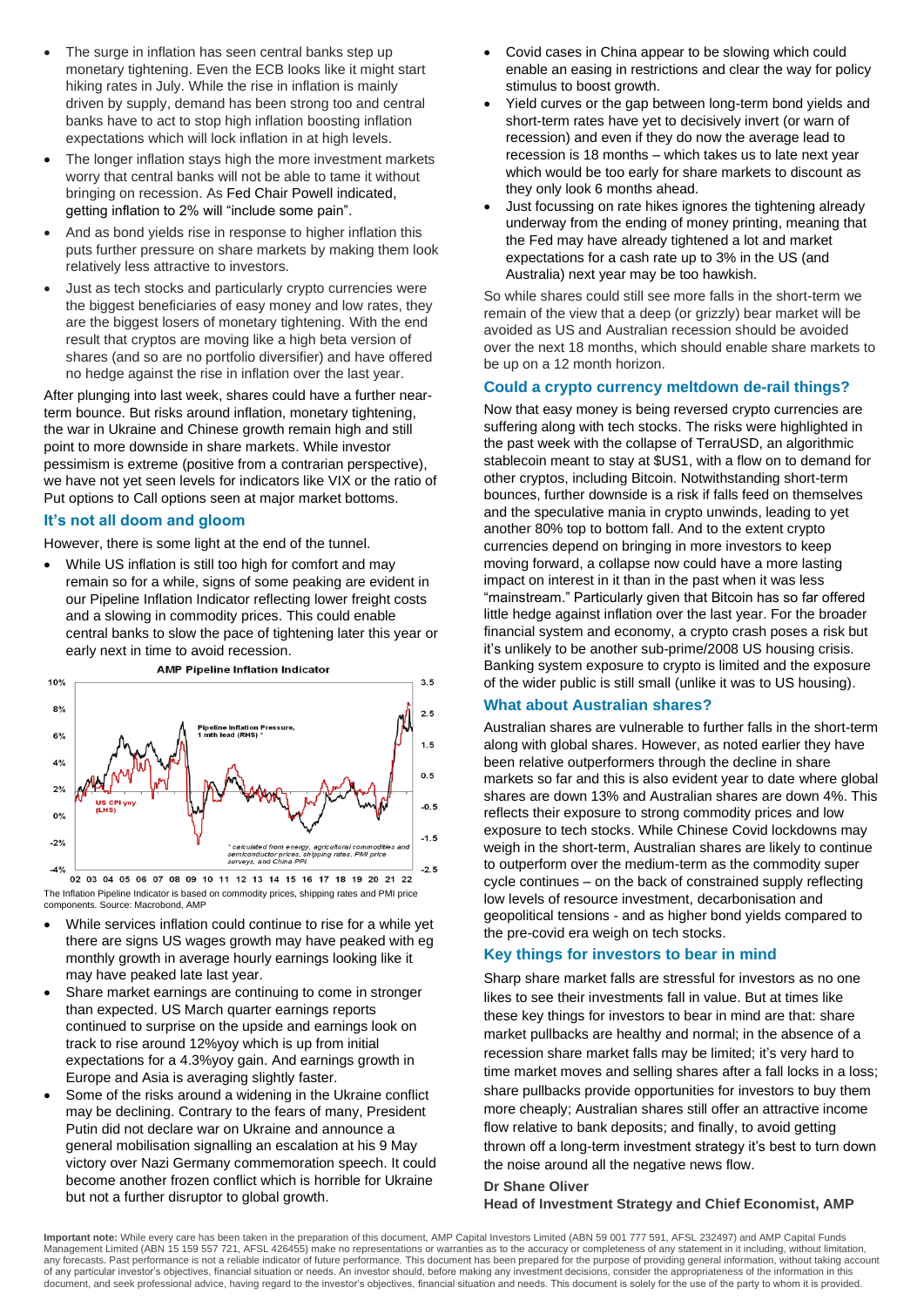- The surge in inflation has seen central banks step up monetary tightening. Even the ECB looks like it might start hiking rates in July. While the rise in inflation is mainly driven by supply, demand has been strong too and central banks have to act to stop high inflation boosting inflation expectations which will lock inflation in at high levels.
- The longer inflation stays high the more investment markets worry that central banks will not be able to tame it without bringing on recession. As Fed Chair Powell indicated, getting inflation to 2% will "include some pain".
- And as bond yields rise in response to higher inflation this puts further pressure on share markets by making them look relatively less attractive to investors.
- Just as tech stocks and particularly crypto currencies were the biggest beneficiaries of easy money and low rates, they are the biggest losers of monetary tightening. With the end result that cryptos are moving like a high beta version of shares (and so are no portfolio diversifier) and have offered no hedge against the rise in inflation over the last year.

After plunging into last week, shares could have a further near-term bounce. But risks around inflation, monetary tightening, the war in Ukraine and Chinese growth remain high and still point to more downside in share markets. While investor pessimism is extreme (positive from a contrarian perspective), we have not yet seen levels for indicators like VIX or the ratio of Put options to Call options seen at major market bottoms.

## It's not all doom and gloom

However, there is some light at the end of the tunnel.

- While US inflation is still too high for comfort and may remain so for a while, signs of some peaking are evident in our Pipeline Inflation Indicator reflecting lower freight costs and a slowing in commodity prices. This could enable central banks to slow the pace of tightening later this year or early next in time to avoid recession.

AMP Pipeline Inflation Indicator

10%
8%
6%
4%
2%
0%
-2%
-4%
3.5
2.5
1.5
0.5
-0.5
-1.5
-2.5
02 03 04 05 06 07 08 09 10 11 12 13 14 15 16 17 18 19 20 21 22
Pipeline Inflation Pressure, 1 mth lead (RHS) *
US CPI yoy (LHS)
* calculated from energy, agricultural commodities and semiconductor prices, shipping rates, PMI price surveys, and China PPI.

The Inflation Pipeline Indicator is based on commodity prices, shipping rates and PMI price components. Source: Macrobond, AMP

- While services inflation could continue to rise for a while yet there are signs US wages growth may have peaked with eg monthly growth in average hourly earnings looking like it may have peaked late last year.
- Share market earnings are continuing to come in stronger than expected. US March quarter earnings reports continued to surprise on the upside and earnings look on track to rise around 12%yoy which is up from initial expectations for a 4.3%yoy gain. And earnings growth in Europe and Asia is averaging slightly faster.
- Some of the risks around a widening in the Ukraine conflict may be declining. Contrary to the fears of many, President Putin did not declare war on Ukraine and announce a general mobilisation signalling an escalation at his 9 May victory over Nazi Germany commemoration speech. It could become another frozen conflict which is horrible for Ukraine but not a further disruptor to global growth.
- Covid cases in China appear to be slowing which could enable an easing in restrictions and clear the way for policy stimulus to boost growth.
- Yield curves or the gap between long-term bond yields and short-term rates have yet to decisively invert (or warn of recession) and even if they do now the average lead to recession is 18 months – which takes us to late next year which would be too early for share markets to discount as they only look 6 months ahead.
- Just focussing on rate hikes ignores the tightening already underway from the ending of money printing, meaning that the Fed may have already tightened a lot and market expectations for a cash rate up to 3% in the US (and Australia) next year may be too hawkish.

So while shares could still see more falls in the short-term we remain of the view that a deep (or grizzly) bear market will be avoided as US and Australian recession should be avoided over the next 18 months, which should enable share markets to be up on a 12 month horizon.

## Could a crypto currency meltdown de-rail things?

Now that easy money is being reversed crypto currencies are suffering along with tech stocks. The risks were highlighted in the past week with the collapse of TerraUSD, an algorithmic stablecoin meant to stay at $US1, with a flow on to demand for other cryptos, including Bitcoin. Notwithstanding short-term bounces, further downside is a risk if falls feed on themselves and the speculative mania in crypto unwinds, leading to yet another 80% top to bottom fall. And to the extent crypto currencies depend on bringing in more investors to keep moving forward, a collapse now could have a more lasting impact on interest in it than in the past when it was less "mainstream." Particularly given that Bitcoin has so far offered little hedge against inflation over the last year. For the broader financial system and economy, a crypto crash poses a risk but it's unlikely to be another sub-prime/2008 US housing crisis. Banking system exposure to crypto is limited and the exposure of the wider public is still small (unlike it was to US housing).

## What about Australian shares?

Australian shares are vulnerable to further falls in the short-term along with global shares. However, as noted earlier they have been relative outperformers through the decline in share markets so far and this is also evident year to date where global shares are down 13% and Australian shares are down 4%. This reflects their exposure to strong commodity prices and low exposure to tech stocks. While Chinese Covid lockdowns may weigh in the short-term, Australian shares are likely to continue to outperform over the medium-term as the commodity super cycle continues – on the back of constrained supply reflecting low levels of resource investment, decarbonisation and geopolitical tensions - and as higher bond yields compared to the pre-covid era weigh on tech stocks.

## Key things for investors to bear in mind

Sharp share market falls are stressful for investors as no one likes to see their investments fall in value. But at times like these key things for investors to bear in mind are that: share market pullbacks are healthy and normal; in the absence of a recession share market falls may be limited; it's very hard to time market moves and selling shares after a fall locks in a loss; share pullbacks provide opportunities for investors to buy them more cheaply; Australian shares still offer an attractive income flow relative to bank deposits; and finally, to avoid getting thrown off a long-term investment strategy it's best to turn down the noise around all the negative news flow.

**Dr Shane Oliver**
**Head of Investment Strategy and Chief Economist, AMP**

**Important note:** While every care has been taken in the preparation of this document, AMP Capital Investors Limited (ABN 59 001 777 591, AFSL 232497) and AMP Capital Funds Management Limited (ABN 15 159 557 721, AFSL 426455) make no representations or warranties as to the accuracy or completeness of any statement in it including, without limitation, any forecasts. Past performance is not a reliable indicator of future performance. This document has been prepared for the purpose of providing general information, without taking account of any particular investor's objectives, financial situation or needs. An investor should, before making any investment decisions, consider the appropriateness of the information in this document, and seek professional advice, having regard to the investor's objectives, financial situation and needs. This document is solely for the use of the party to whom it is provided.